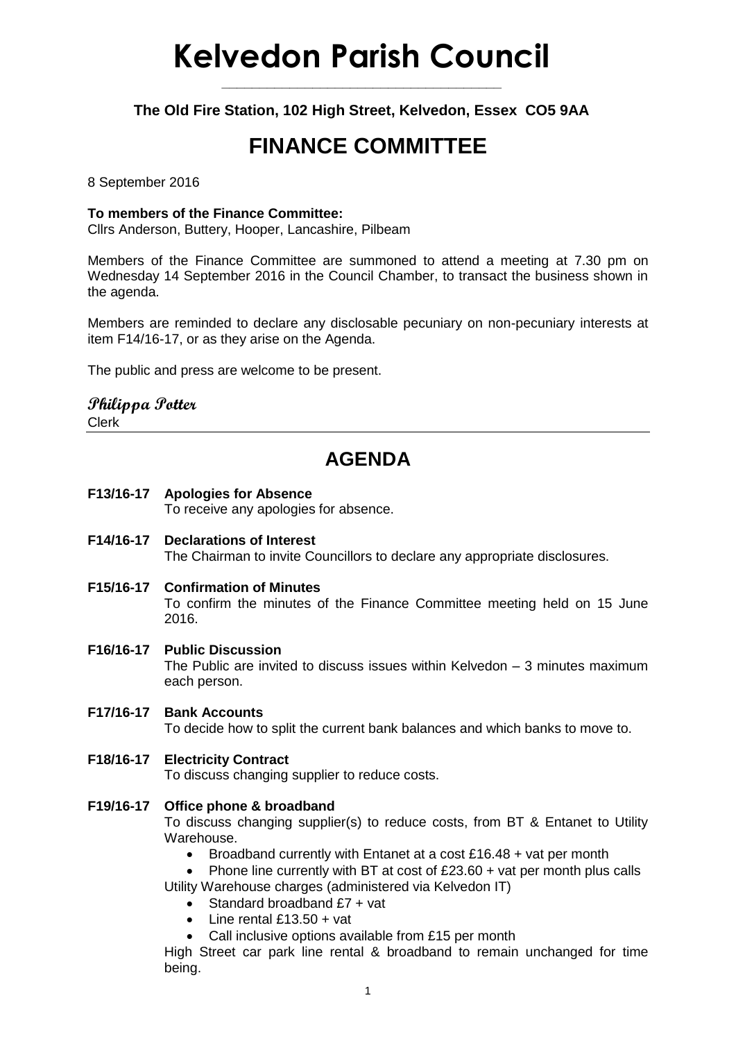# Kelvedon Parish Council

**The Old Fire Station, 102 High Street, Kelvedon, Essex CO5 9AA**

## FINANCE COMMITTEE

8 September 2016

**To members of the Finance Committee:**
Cllrs Anderson, Buttery, Hooper, Lancashire, Pilbeam

Members of the Finance Committee are summoned to attend a meeting at 7.30 pm on Wednesday 14 September 2016 in the Council Chamber, to transact the business shown in the agenda.

Members are reminded to declare any disclosable pecuniary on non-pecuniary interests at item F14/16-17, or as they arise on the Agenda.

The public and press are welcome to be present.

*Philippa Potter*
Clerk

## AGENDA

**F13/16-17 Apologies for Absence**
To receive any apologies for absence.

**F14/16-17 Declarations of Interest**
The Chairman to invite Councillors to declare any appropriate disclosures.

**F15/16-17 Confirmation of Minutes**
To confirm the minutes of the Finance Committee meeting held on 15 June 2016.

**F16/16-17 Public Discussion**
The Public are invited to discuss issues within Kelvedon – 3 minutes maximum each person.

**F17/16-17 Bank Accounts**
To decide how to split the current bank balances and which banks to move to.

**F18/16-17 Electricity Contract**
To discuss changing supplier to reduce costs.

**F19/16-17 Office phone & broadband**
To discuss changing supplier(s) to reduce costs, from BT & Entanet to Utility Warehouse.

- Broadband currently with Entanet at a cost £16.48 + vat per month
- Phone line currently with BT at cost of £23.60 + vat per month plus calls

Utility Warehouse charges (administered via Kelvedon IT)

- Standard broadband £7 + vat
- Line rental £13.50 + vat
- Call inclusive options available from £15 per month

High Street car park line rental & broadband to remain unchanged for time being.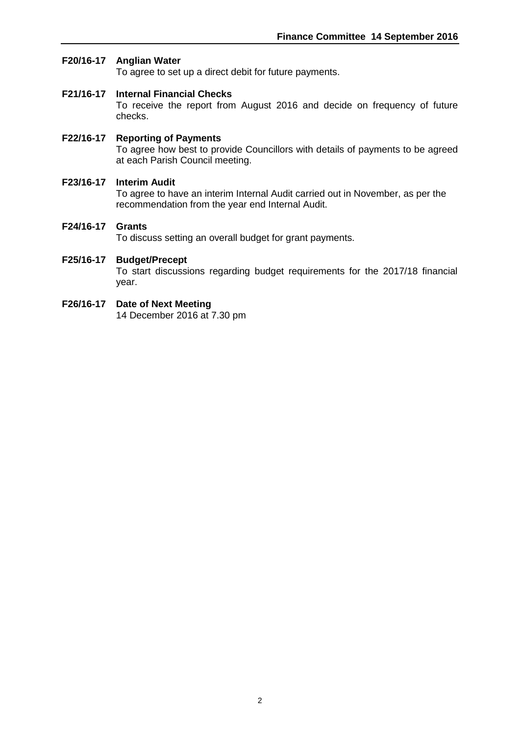**F20/16-17 Anglian Water**

To agree to set up a direct debit for future payments.

**F21/16-17 Internal Financial Checks**

To receive the report from August 2016 and decide on frequency of future checks.

**F22/16-17 Reporting of Payments**

To agree how best to provide Councillors with details of payments to be agreed at each Parish Council meeting.

**F23/16-17 Interim Audit**

To agree to have an interim Internal Audit carried out in November, as per the recommendation from the year end Internal Audit.

**F24/16-17 Grants**

To discuss setting an overall budget for grant payments.

**F25/16-17 Budget/Precept**

To start discussions regarding budget requirements for the 2017/18 financial year.

**F26/16-17 Date of Next Meeting**

14 December 2016 at 7.30 pm